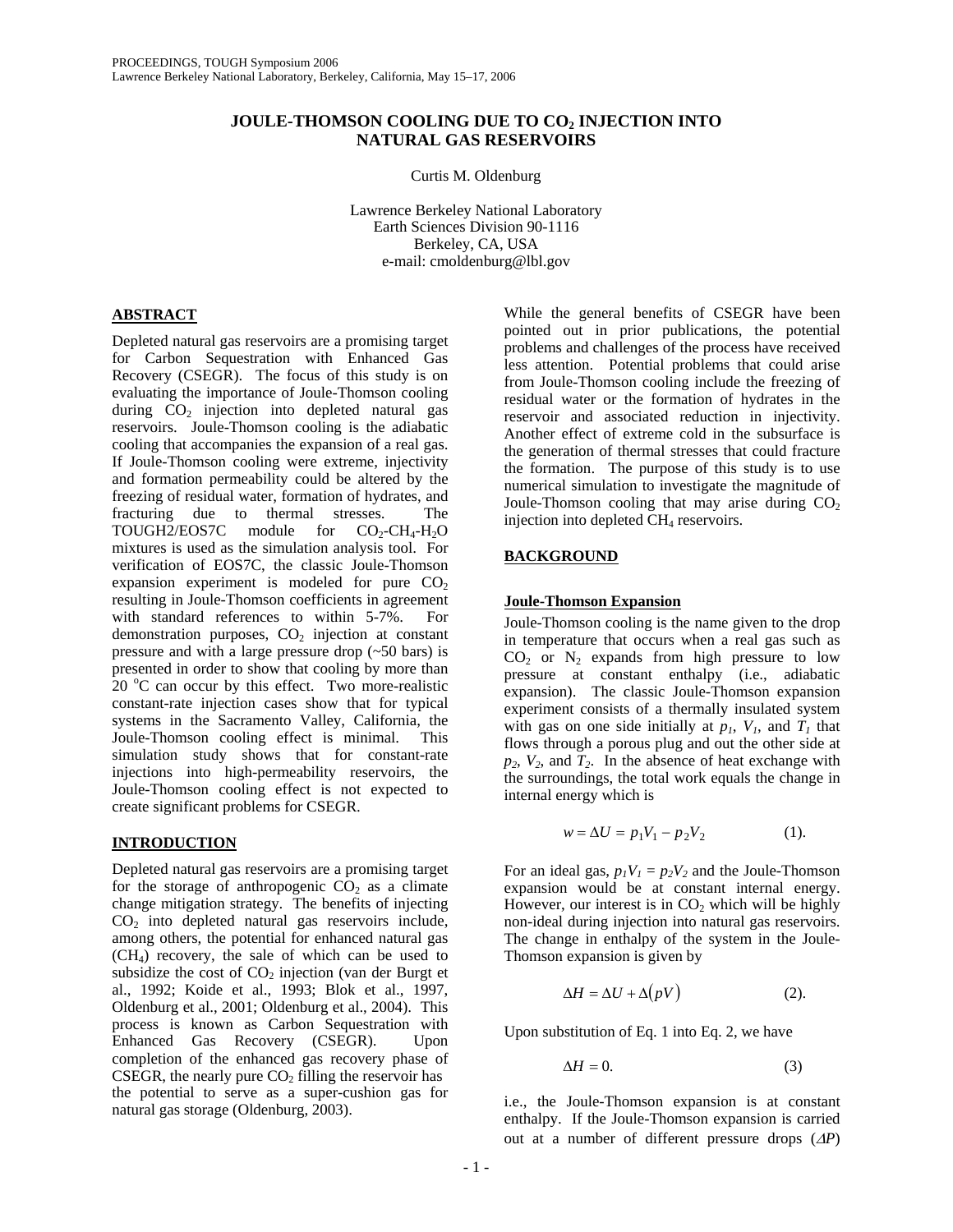# JOULE-THOMSON COOLING DUE TO $CO_2$ INJECTION INTO NATURAL GAS RESERVOIRS

Curtis M. Oldenburg

Lawrence Berkeley National Laboratory
Earth Sciences Division 90-1116
Berkeley, CA, USA
e-mail: cmoldenburg@lbl.gov

## ABSTRACT

Depleted natural gas reservoirs are a promising target for Carbon Sequestration with Enhanced Gas Recovery (CSEGR). The focus of this study is on evaluating the importance of Joule-Thomson cooling during $CO_2$ injection into depleted natural gas reservoirs. Joule-Thomson cooling is the adiabatic cooling that accompanies the expansion of a real gas. If Joule-Thomson cooling were extreme, injectivity and formation permeability could be altered by the freezing of residual water, formation of hydrates, and fracturing due to thermal stresses. The TOUGH2/EOS7C module for $CO_2$-$CH_4$-$H_2O$ mixtures is used as the simulation analysis tool. For verification of EOS7C, the classic Joule-Thomson expansion experiment is modeled for pure $CO_2$ resulting in Joule-Thomson coefficients in agreement with standard references to within 5-7%. For demonstration purposes, $CO_2$ injection at constant pressure and with a large pressure drop (~50 bars) is presented in order to show that cooling by more than 20 °C can occur by this effect. Two more-realistic constant-rate injection cases show that for typical systems in the Sacramento Valley, California, the Joule-Thomson cooling effect is minimal. This simulation study shows that for constant-rate injections into high-permeability reservoirs, the Joule-Thomson cooling effect is not expected to create significant problems for CSEGR.

## INTRODUCTION

Depleted natural gas reservoirs are a promising target for the storage of anthropogenic $CO_2$ as a climate change mitigation strategy. The benefits of injecting $CO_2$ into depleted natural gas reservoirs include, among others, the potential for enhanced natural gas ($CH_4$) recovery, the sale of which can be used to subsidize the cost of $CO_2$ injection (van der Burgt et al., 1992; Koide et al., 1993; Blok et al., 1997, Oldenburg et al., 2001; Oldenburg et al., 2004). This process is known as Carbon Sequestration with Enhanced Gas Recovery (CSEGR). Upon completion of the enhanced gas recovery phase of CSEGR, the nearly pure $CO_2$ filling the reservoir has the potential to serve as a super-cushion gas for natural gas storage (Oldenburg, 2003).

While the general benefits of CSEGR have been pointed out in prior publications, the potential problems and challenges of the process have received less attention. Potential problems that could arise from Joule-Thomson cooling include the freezing of residual water or the formation of hydrates in the reservoir and associated reduction in injectivity. Another effect of extreme cold in the subsurface is the generation of thermal stresses that could fracture the formation. The purpose of this study is to use numerical simulation to investigate the magnitude of Joule-Thomson cooling that may arise during $CO_2$ injection into depleted $CH_4$ reservoirs.

## BACKGROUND

### Joule-Thomson Expansion

Joule-Thomson cooling is the name given to the drop in temperature that occurs when a real gas such as $CO_2$ or $N_2$ expands from high pressure to low pressure at constant enthalpy (i.e., adiabatic expansion). The classic Joule-Thomson expansion experiment consists of a thermally insulated system with gas on one side initially at $p_1$, $V_1$, and $T_1$ that flows through a porous plug and out the other side at $p_2$, $V_2$, and $T_2$. In the absence of heat exchange with the surroundings, the total work equals the change in internal energy which is

$$w = \Delta U = p_1 V_1 - p_2 V_2 \qquad (1).$$

For an ideal gas, $p_1 V_1 = p_2 V_2$ and the Joule-Thomson expansion would be at constant internal energy. However, our interest is in $CO_2$ which will be highly non-ideal during injection into natural gas reservoirs. The change in enthalpy of the system in the Joule-Thomson expansion is given by

$$\Delta H = \Delta U + \Delta(pV) \qquad (2).$$

Upon substitution of Eq. 1 into Eq. 2, we have

$$\Delta H = 0. \qquad (3)$$

i.e., the Joule-Thomson expansion is at constant enthalpy. If the Joule-Thomson expansion is carried out at a number of different pressure drops ($\Delta P$)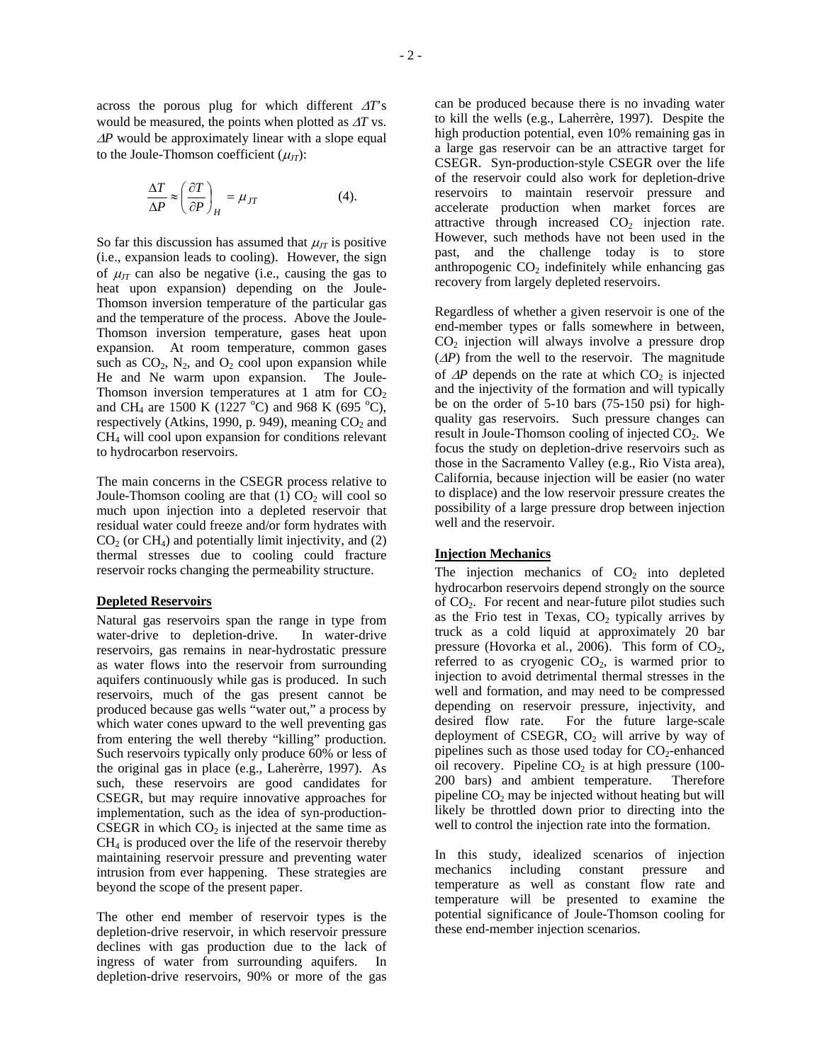across the porous plug for which different $\Delta T$'s would be measured, the points when plotted as $\Delta T$ vs. $\Delta P$ would be approximately linear with a slope equal to the Joule-Thomson coefficient ($\mu_{JT}$):

$$\frac{\Delta T}{\Delta P} \approx \left(\frac{\partial T}{\partial P}\right)_H = \mu_{JT} \qquad (4).$$

So far this discussion has assumed that $\mu_{JT}$ is positive (i.e., expansion leads to cooling). However, the sign of $\mu_{JT}$ can also be negative (i.e., causing the gas to heat upon expansion) depending on the Joule-Thomson inversion temperature of the particular gas and the temperature of the process. Above the Joule-Thomson inversion temperature, gases heat upon expansion. At room temperature, common gases such as $CO_2$, $N_2$, and $O_2$ cool upon expansion while He and Ne warm upon expansion. The Joule-Thomson inversion temperatures at 1 atm for $CO_2$ and $CH_4$ are 1500 K (1227 °C) and 968 K (695 °C), respectively (Atkins, 1990, p. 949), meaning $CO_2$ and $CH_4$ will cool upon expansion for conditions relevant to hydrocarbon reservoirs.

The main concerns in the CSEGR process relative to Joule-Thomson cooling are that (1) $CO_2$ will cool so much upon injection into a depleted reservoir that residual water could freeze and/or form hydrates with $CO_2$ (or $CH_4$) and potentially limit injectivity, and (2) thermal stresses due to cooling could fracture reservoir rocks changing the permeability structure.

## Depleted Reservoirs

Natural gas reservoirs span the range in type from water-drive to depletion-drive. In water-drive reservoirs, gas remains in near-hydrostatic pressure as water flows into the reservoir from surrounding aquifers continuously while gas is produced. In such reservoirs, much of the gas present cannot be produced because gas wells "water out," a process by which water cones upward to the well preventing gas from entering the well thereby "killing" production. Such reservoirs typically only produce 60% or less of the original gas in place (e.g., Laherèrre, 1997). As such, these reservoirs are good candidates for CSEGR, but may require innovative approaches for implementation, such as the idea of syn-production-CSEGR in which $CO_2$ is injected at the same time as $CH_4$ is produced over the life of the reservoir thereby maintaining reservoir pressure and preventing water intrusion from ever happening. These strategies are beyond the scope of the present paper.

The other end member of reservoir types is the depletion-drive reservoir, in which reservoir pressure declines with gas production due to the lack of ingress of water from surrounding aquifers. In depletion-drive reservoirs, 90% or more of the gas can be produced because there is no invading water to kill the wells (e.g., Laherrère, 1997). Despite the high production potential, even 10% remaining gas in a large gas reservoir can be an attractive target for CSEGR. Syn-production-style CSEGR over the life of the reservoir could also work for depletion-drive reservoirs to maintain reservoir pressure and accelerate production when market forces are attractive through increased $CO_2$ injection rate. However, such methods have not been used in the past, and the challenge today is to store anthropogenic $CO_2$ indefinitely while enhancing gas recovery from largely depleted reservoirs.

Regardless of whether a given reservoir is one of the end-member types or falls somewhere in between, $CO_2$ injection will always involve a pressure drop ($\Delta P$) from the well to the reservoir. The magnitude of $\Delta P$ depends on the rate at which $CO_2$ is injected and the injectivity of the formation and will typically be on the order of 5-10 bars (75-150 psi) for high-quality gas reservoirs. Such pressure changes can result in Joule-Thomson cooling of injected $CO_2$. We focus the study on depletion-drive reservoirs such as those in the Sacramento Valley (e.g., Rio Vista area), California, because injection will be easier (no water to displace) and the low reservoir pressure creates the possibility of a large pressure drop between injection well and the reservoir.

## Injection Mechanics

The injection mechanics of $CO_2$ into depleted hydrocarbon reservoirs depend strongly on the source of $CO_2$. For recent and near-future pilot studies such as the Frio test in Texas, $CO_2$ typically arrives by truck as a cold liquid at approximately 20 bar pressure (Hovorka et al., 2006). This form of $CO_2$, referred to as cryogenic $CO_2$, is warmed prior to injection to avoid detrimental thermal stresses in the well and formation, and may need to be compressed depending on reservoir pressure, injectivity, and desired flow rate. For the future large-scale deployment of CSEGR, $CO_2$ will arrive by way of pipelines such as those used today for $CO_2$-enhanced oil recovery. Pipeline $CO_2$ is at high pressure (100-200 bars) and ambient temperature. Therefore pipeline $CO_2$ may be injected without heating but will likely be throttled down prior to directing into the well to control the injection rate into the formation.

In this study, idealized scenarios of injection mechanics including constant pressure and temperature as well as constant flow rate and temperature will be presented to examine the potential significance of Joule-Thomson cooling for these end-member injection scenarios.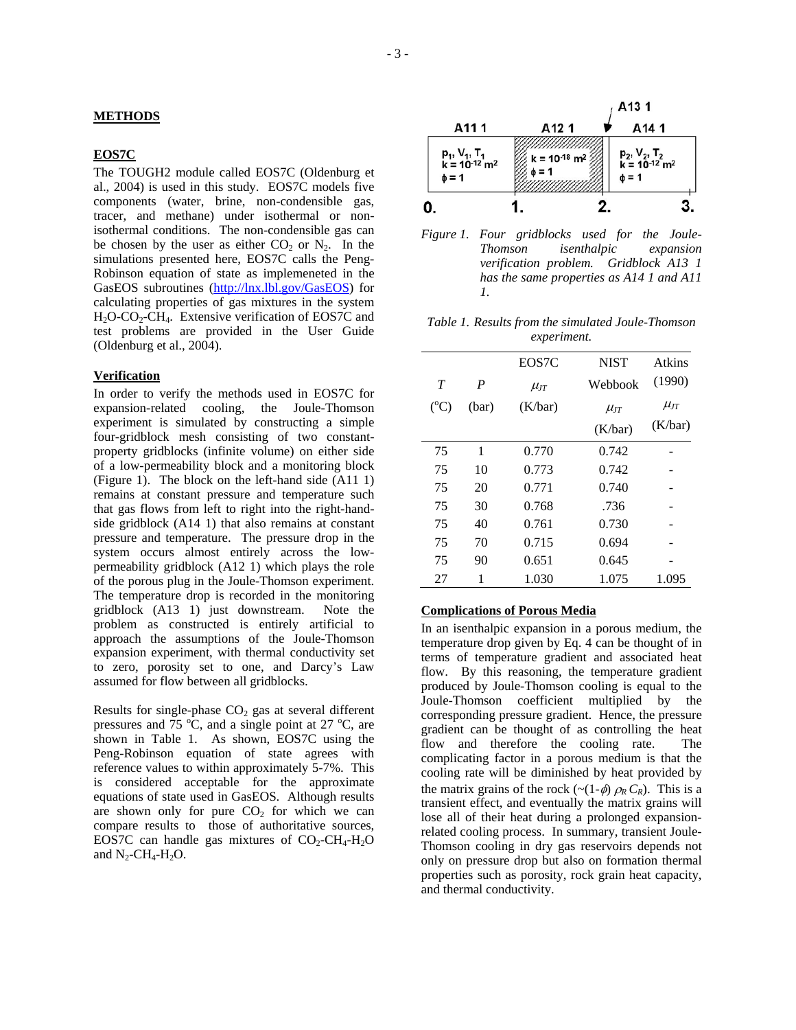## METHODS

### EOS7C

The TOUGH2 module called EOS7C (Oldenburg et al., 2004) is used in this study. EOS7C models five components (water, brine, non-condensible gas, tracer, and methane) under isothermal or non-isothermal conditions. The non-condensible gas can be chosen by the user as either $CO_2$ or $N_2$. In the simulations presented here, EOS7C calls the Peng-Robinson equation of state as implemeneted in the GasEOS subroutines (http://lnx.lbl.gov/GasEOS) for calculating properties of gas mixtures in the system $H_2O$-$CO_2$-$CH_4$. Extensive verification of EOS7C and test problems are provided in the User Guide (Oldenburg et al., 2004).

### Verification

In order to verify the methods used in EOS7C for expansion-related cooling, the Joule-Thomson experiment is simulated by constructing a simple four-gridblock mesh consisting of two constant-property gridblocks (infinite volume) on either side of a low-permeability block and a monitoring block (Figure 1). The block on the left-hand side (A11 1) remains at constant pressure and temperature such that gas flows from left to right into the right-hand-side gridblock (A14 1) that also remains at constant pressure and temperature. The pressure drop in the system occurs almost entirely across the low-permeability gridblock (A12 1) which plays the role of the porous plug in the Joule-Thomson experiment. The temperature drop is recorded in the monitoring gridblock (A13 1) just downstream. Note the problem as constructed is entirely artificial to approach the assumptions of the Joule-Thomson expansion experiment, with thermal conductivity set to zero, porosity set to one, and Darcy's Law assumed for flow between all gridblocks.

Results for single-phase $CO_2$ gas at several different pressures and 75 °C, and a single point at 27 °C, are shown in Table 1. As shown, EOS7C using the Peng-Robinson equation of state agrees with reference values to within approximately 5-7%. This is considered acceptable for the approximate equations of state used in GasEOS. Although results are shown only for pure $CO_2$ for which we can compare results to those of authoritative sources, EOS7C can handle gas mixtures of $CO_2$-$CH_4$-$H_2O$ and $N_2$-$CH_4$-$H_2O$.

A11 1 | A12 1 | A13 1 | A14 1

$p_1, V_1, T_1$, $k = 10^{-12}$ m², $\phi = 1$ | $k = 10^{-18}$ m², $\phi = 1$ | $p_2, V_2, T_2$, $k = 10^{-12}$ m², $\phi = 1$

0. 1. 2. 3.

*Figure 1. Four gridblocks used for the Joule-Thomson isenthalpic expansion verification problem. Gridblock A13 1 has the same properties as A14 1 and A11 1.*

*Table 1. Results from the simulated Joule-Thomson experiment.*

| $T$ (°C) | $P$ (bar) | EOS7C $\mu_{JT}$ (K/bar) | NIST Webbook $\mu_{JT}$ (K/bar) | Atkins (1990) $\mu_{JT}$ (K/bar) |
|---|---|---|---|---|
| 75 | 1 | 0.770 | 0.742 | - |
| 75 | 10 | 0.773 | 0.742 | - |
| 75 | 20 | 0.771 | 0.740 | - |
| 75 | 30 | 0.768 | .736 | - |
| 75 | 40 | 0.761 | 0.730 | - |
| 75 | 70 | 0.715 | 0.694 | - |
| 75 | 90 | 0.651 | 0.645 | - |
| 27 | 1 | 1.030 | 1.075 | 1.095 |

### Complications of Porous Media

In an isenthalpic expansion in a porous medium, the temperature drop given by Eq. 4 can be thought of in terms of temperature gradient and associated heat flow. By this reasoning, the temperature gradient produced by Joule-Thomson cooling is equal to the Joule-Thomson coefficient multiplied by the corresponding pressure gradient. Hence, the pressure gradient can be thought of as controlling the heat flow and therefore the cooling rate. The complicating factor in a porous medium is that the cooling rate will be diminished by heat provided by the matrix grains of the rock ($\sim(1-\phi)\,\rho_R\,C_R$). This is a transient effect, and eventually the matrix grains will lose all of their heat during a prolonged expansion-related cooling process. In summary, transient Joule-Thomson cooling in dry gas reservoirs depends not only on pressure drop but also on formation thermal properties such as porosity, rock grain heat capacity, and thermal conductivity.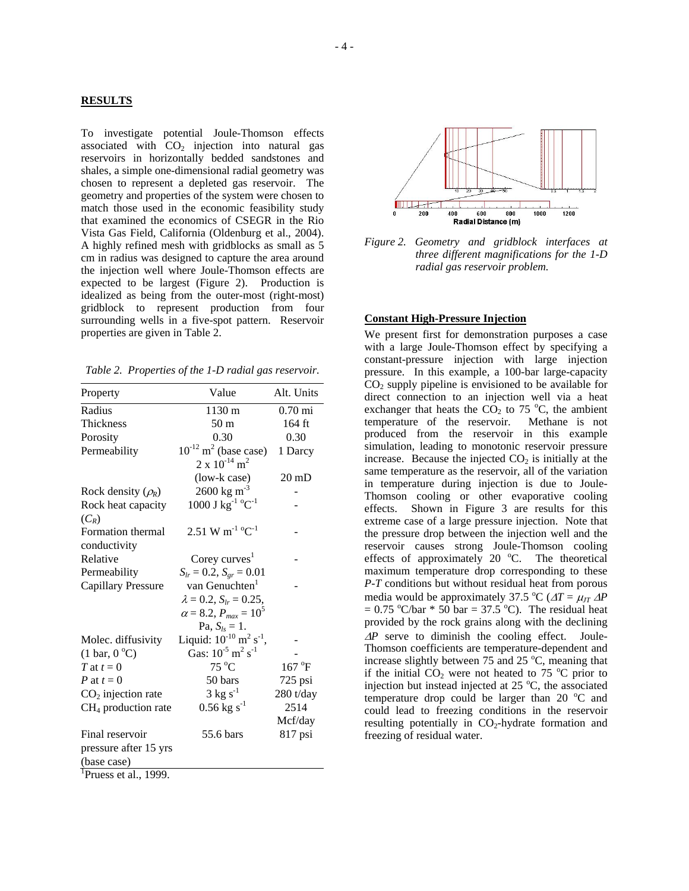## RESULTS

To investigate potential Joule-Thomson effects associated with $CO_2$ injection into natural gas reservoirs in horizontally bedded sandstones and shales, a simple one-dimensional radial geometry was chosen to represent a depleted gas reservoir. The geometry and properties of the system were chosen to match those used in the economic feasibility study that examined the economics of CSEGR in the Rio Vista Gas Field, California (Oldenburg et al., 2004). A highly refined mesh with gridblocks as small as 5 cm in radius was designed to capture the area around the injection well where Joule-Thomson effects are expected to be largest (Figure 2). Production is idealized as being from the outer-most (right-most) gridblock to represent production from four surrounding wells in a five-spot pattern. Reservoir properties are given in Table 2.

*Table 2. Properties of the 1-D radial gas reservoir.*

| Property | Value | Alt. Units |
|---|---|---|
| Radius | 1130 m | 0.70 mi |
| Thickness | 50 m | 164 ft |
| Porosity | 0.30 | 0.30 |
| Permeability | $10^{-12}$ m$^2$ (base case) | 1 Darcy |
| | $2 \times 10^{-14}$ m$^2$ (low-k case) | 20 mD |
| Rock density ($\rho_R$) | 2600 kg m$^{-3}$ | - |
| Rock heat capacity ($C_R$) | 1000 J kg$^{-1}$ $^o$C$^{-1}$ | - |
| Formation thermal conductivity | 2.51 W m$^{-1}$ $^o$C$^{-1}$ | - |
| Relative Permeability | Corey curves[1] $S_{lr} = 0.2$, $S_{gr} = 0.01$ | - |
| Capillary Pressure | van Genuchten[1] $\lambda = 0.2$, $S_{lr} = 0.25$, $\alpha = 8.2$, $P_{max} = 10^5$ Pa, $S_{ls} = 1$. | - |
| Molec. diffusivity (1 bar, 0 $^o$C) | Liquid: $10^{-10}$ m$^2$ s$^{-1}$, Gas: $10^{-5}$ m$^2$ s$^{-1}$ | - |
| $T$ at $t = 0$ | 75 $^o$C | 167 $^o$F |
| $P$ at $t = 0$ | 50 bars | 725 psi |
| $CO_2$ injection rate | 3 kg s$^{-1}$ | 280 t/day |
| $CH_4$ production rate | 0.56 kg s$^{-1}$ | 2514 Mcf/day |
| Final reservoir pressure after 15 yrs (base case) | 55.6 bars | 817 psi |

[1]Pruess et al., 1999.

*Figure 2. Geometry and gridblock interfaces at three different magnifications for the 1-D radial gas reservoir problem.*

### Constant High-Pressure Injection

We present first for demonstration purposes a case with a large Joule-Thomson effect by specifying a constant-pressure injection with large injection pressure. In this example, a 100-bar large-capacity $CO_2$ supply pipeline is envisioned to be available for direct connection to an injection well via a heat exchanger that heats the $CO_2$ to 75 $^o$C, the ambient temperature of the reservoir. Methane is not produced from the reservoir in this example simulation, leading to monotonic reservoir pressure increase. Because the injected $CO_2$ is initially at the same temperature as the reservoir, all of the variation in temperature during injection is due to Joule-Thomson cooling or other evaporative cooling effects. Shown in Figure 3 are results for this extreme case of a large pressure injection. Note that the pressure drop between the injection well and the reservoir causes strong Joule-Thomson cooling effects of approximately 20 $^o$C. The theoretical maximum temperature drop corresponding to these *P-T* conditions but without residual heat from porous media would be approximately 37.5 $^o$C ($\Delta T = \mu_{JT}\,\Delta P = 0.75\ ^o\text{C/bar} * 50\ \text{bar} = 37.5\ ^o\text{C}$). The residual heat provided by the rock grains along with the declining $\Delta P$ serve to diminish the cooling effect. Joule-Thomson coefficients are temperature-dependent and increase slightly between 75 and 25 $^o$C, meaning that if the initial $CO_2$ were not heated to 75 $^o$C prior to injection but instead injected at 25 $^o$C, the associated temperature drop could be larger than 20 $^o$C and could lead to freezing conditions in the reservoir resulting potentially in $CO_2$-hydrate formation and freezing of residual water.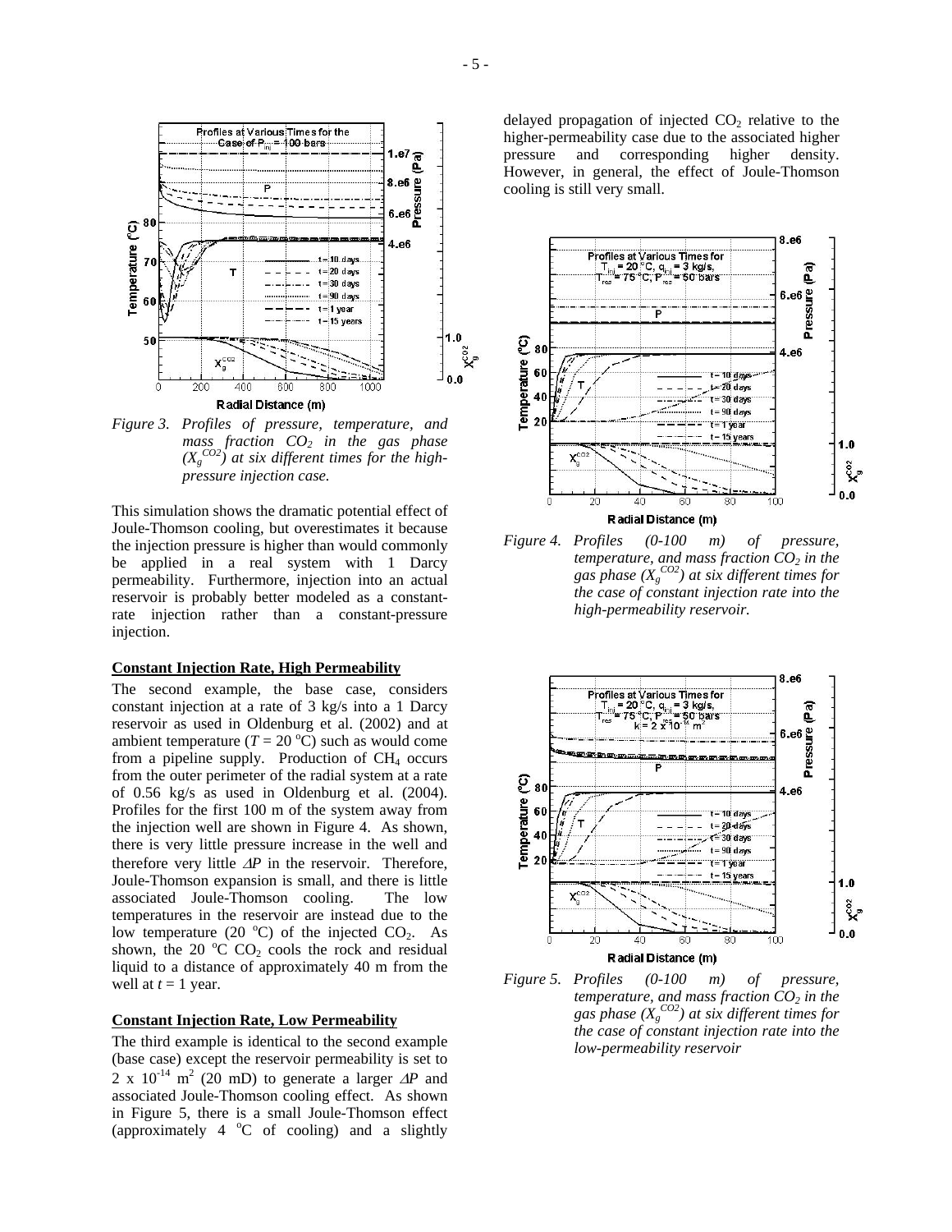*Figure 3. Profiles of pressure, temperature, and mass fraction $CO_2$ in the gas phase ($X_g^{CO2}$) at six different times for the high-pressure injection case.*

This simulation shows the dramatic potential effect of Joule-Thomson cooling, but overestimates it because the injection pressure is higher than would commonly be applied in a real system with 1 Darcy permeability. Furthermore, injection into an actual reservoir is probably better modeled as a constant-rate injection rather than a constant-pressure injection.

**Constant Injection Rate, High Permeability**

The second example, the base case, considers constant injection at a rate of 3 kg/s into a 1 Darcy reservoir as used in Oldenburg et al. (2002) and at ambient temperature ($T$ = 20 °C) such as would come from a pipeline supply. Production of $CH_4$ occurs from the outer perimeter of the radial system at a rate of 0.56 kg/s as used in Oldenburg et al. (2004). Profiles for the first 100 m of the system away from the injection well are shown in Figure 4. As shown, there is very little pressure increase in the well and therefore very little $\Delta P$ in the reservoir. Therefore, Joule-Thomson expansion is small, and there is little associated Joule-Thomson cooling. The low temperatures in the reservoir are instead due to the low temperature (20 °C) of the injected $CO_2$. As shown, the 20 °C $CO_2$ cools the rock and residual liquid to a distance of approximately 40 m from the well at $t$ = 1 year.

**Constant Injection Rate, Low Permeability**

The third example is identical to the second example (base case) except the reservoir permeability is set to 2 x $10^{-14}$ m$^2$ (20 mD) to generate a larger $\Delta P$ and associated Joule-Thomson cooling effect. As shown in Figure 5, there is a small Joule-Thomson effect (approximately 4 °C of cooling) and a slightly delayed propagation of injected $CO_2$ relative to the higher-permeability case due to the associated higher pressure and corresponding higher density. However, in general, the effect of Joule-Thomson cooling is still very small.

*Figure 4. Profiles (0-100 m) of pressure, temperature, and mass fraction $CO_2$ in the gas phase ($X_g^{CO2}$) at six different times for the case of constant injection rate into the high-permeability reservoir.*

*Figure 5. Profiles (0-100 m) of pressure, temperature, and mass fraction $CO_2$ in the gas phase ($X_g^{CO2}$) at six different times for the case of constant injection rate into the low-permeability reservoir*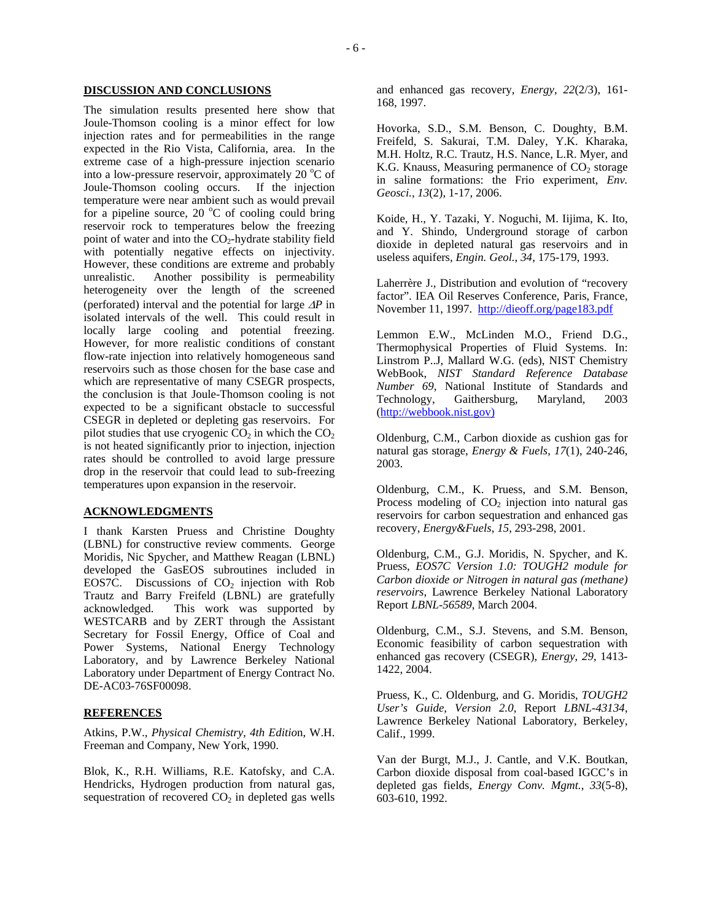## DISCUSSION AND CONCLUSIONS

The simulation results presented here show that Joule-Thomson cooling is a minor effect for low injection rates and for permeabilities in the range expected in the Rio Vista, California, area. In the extreme case of a high-pressure injection scenario into a low-pressure reservoir, approximately 20 °C of Joule-Thomson cooling occurs. If the injection temperature were near ambient such as would prevail for a pipeline source, 20 °C of cooling could bring reservoir rock to temperatures below the freezing point of water and into the $CO_2$-hydrate stability field with potentially negative effects on injectivity. However, these conditions are extreme and probably unrealistic. Another possibility is permeability heterogeneity over the length of the screened (perforated) interval and the potential for large $\Delta P$ in isolated intervals of the well. This could result in locally large cooling and potential freezing. However, for more realistic conditions of constant flow-rate injection into relatively homogeneous sand reservoirs such as those chosen for the base case and which are representative of many CSEGR prospects, the conclusion is that Joule-Thomson cooling is not expected to be a significant obstacle to successful CSEGR in depleted or depleting gas reservoirs. For pilot studies that use cryogenic $CO_2$ in which the $CO_2$ is not heated significantly prior to injection, injection rates should be controlled to avoid large pressure drop in the reservoir that could lead to sub-freezing temperatures upon expansion in the reservoir.

## ACKNOWLEDGMENTS

I thank Karsten Pruess and Christine Doughty (LBNL) for constructive review comments. George Moridis, Nic Spycher, and Matthew Reagan (LBNL) developed the GasEOS subroutines included in EOS7C. Discussions of $CO_2$ injection with Rob Trautz and Barry Freifeld (LBNL) are gratefully acknowledged. This work was supported by WESTCARB and by ZERT through the Assistant Secretary for Fossil Energy, Office of Coal and Power Systems, National Energy Technology Laboratory, and by Lawrence Berkeley National Laboratory under Department of Energy Contract No. DE-AC03-76SF00098.

## REFERENCES

Atkins, P.W., *Physical Chemistry, 4th Edition*, W.H. Freeman and Company, New York, 1990.

Blok, K., R.H. Williams, R.E. Katofsky, and C.A. Hendricks, Hydrogen production from natural gas, sequestration of recovered $CO_2$ in depleted gas wells and enhanced gas recovery, *Energy*, *22*(2/3), 161-168, 1997.

Hovorka, S.D., S.M. Benson, C. Doughty, B.M. Freifeld, S. Sakurai, T.M. Daley, Y.K. Kharaka, M.H. Holtz, R.C. Trautz, H.S. Nance, L.R. Myer, and K.G. Knauss, Measuring permanence of $CO_2$ storage in saline formations: the Frio experiment, *Env. Geosci.*, *13*(2), 1-17, 2006.

Koide, H., Y. Tazaki, Y. Noguchi, M. Iijima, K. Ito, and Y. Shindo, Underground storage of carbon dioxide in depleted natural gas reservoirs and in useless aquifers, *Engin. Geol.*, *34*, 175-179, 1993.

Laherrère J., Distribution and evolution of "recovery factor". IEA Oil Reserves Conference, Paris, France, November 11, 1997. http://dieoff.org/page183.pdf

Lemmon E.W., McLinden M.O., Friend D.G., Thermophysical Properties of Fluid Systems. In: Linstrom P..J, Mallard W.G. (eds), NIST Chemistry WebBook, *NIST Standard Reference Database Number 69*, National Institute of Standards and Technology, Gaithersburg, Maryland, 2003 (http://webbook.nist.gov)

Oldenburg, C.M., Carbon dioxide as cushion gas for natural gas storage, *Energy & Fuels*, *17*(1), 240-246, 2003.

Oldenburg, C.M., K. Pruess, and S.M. Benson, Process modeling of $CO_2$ injection into natural gas reservoirs for carbon sequestration and enhanced gas recovery, *Energy&Fuels*, *15*, 293-298, 2001.

Oldenburg, C.M., G.J. Moridis, N. Spycher, and K. Pruess, *EOS7C Version 1.0: TOUGH2 module for Carbon dioxide or Nitrogen in natural gas (methane) reservoirs*, Lawrence Berkeley National Laboratory Report *LBNL-56589*, March 2004.

Oldenburg, C.M., S.J. Stevens, and S.M. Benson, Economic feasibility of carbon sequestration with enhanced gas recovery (CSEGR), *Energy, 29*, 1413-1422, 2004.

Pruess, K., C. Oldenburg, and G. Moridis, *TOUGH2 User's Guide, Version 2.0*, Report *LBNL-43134*, Lawrence Berkeley National Laboratory, Berkeley, Calif., 1999.

Van der Burgt, M.J., J. Cantle, and V.K. Boutkan, Carbon dioxide disposal from coal-based IGCC's in depleted gas fields, *Energy Conv. Mgmt.*, *33*(5-8), 603-610, 1992.